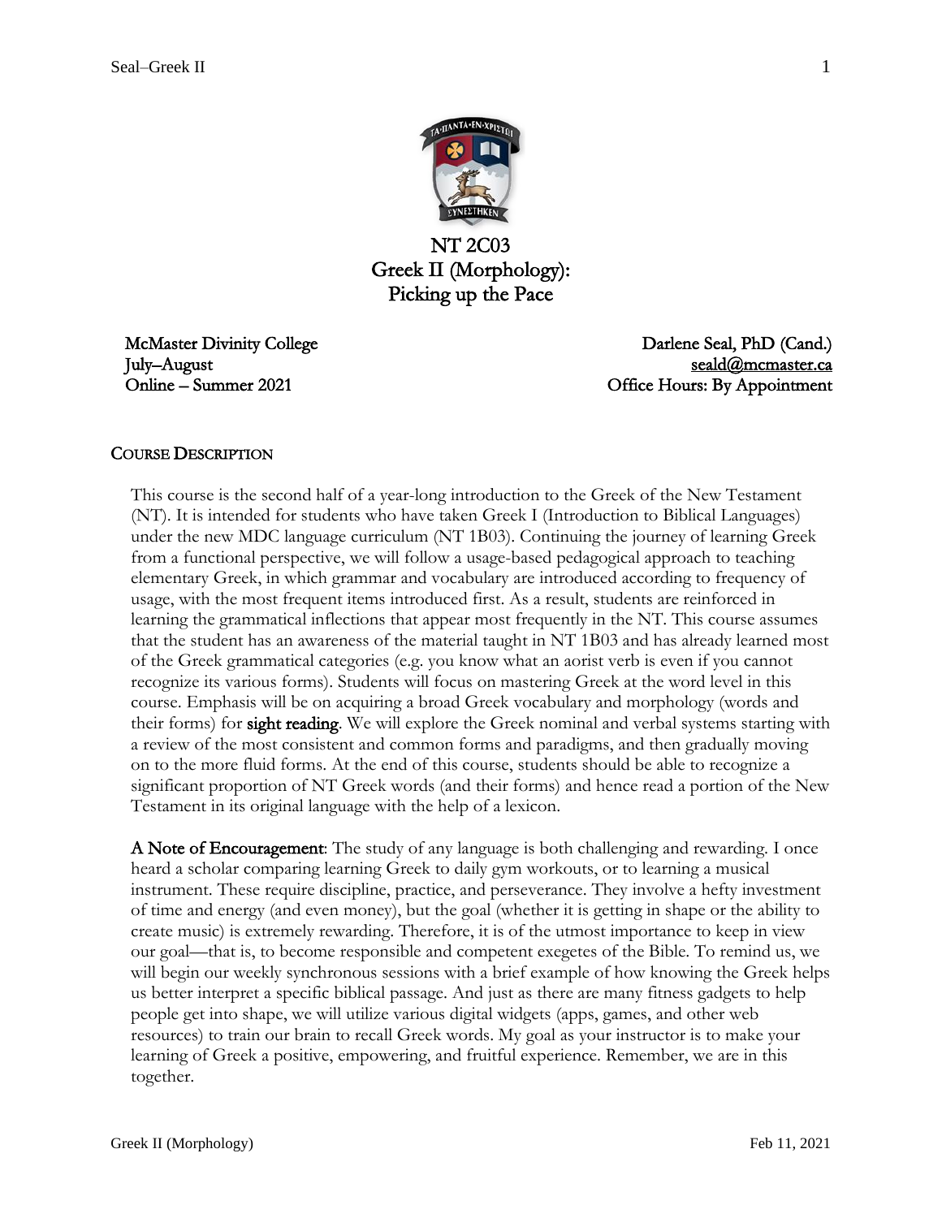# NT 2C03
# Greek II (Morphology): Picking up the Pace

McMaster Divinity College
July–August
Online – Summer 2021

Darlene Seal, PhD (Cand.)
seald@mcmaster.ca
Office Hours: By Appointment

## Course Description

This course is the second half of a year-long introduction to the Greek of the New Testament (NT). It is intended for students who have taken Greek I (Introduction to Biblical Languages) under the new MDC language curriculum (NT 1B03). Continuing the journey of learning Greek from a functional perspective, we will follow a usage-based pedagogical approach to teaching elementary Greek, in which grammar and vocabulary are introduced according to frequency of usage, with the most frequent items introduced first. As a result, students are reinforced in learning the grammatical inflections that appear most frequently in the NT. This course assumes that the student has an awareness of the material taught in NT 1B03 and has already learned most of the Greek grammatical categories (e.g. you know what an aorist verb is even if you cannot recognize its various forms). Students will focus on mastering Greek at the word level in this course. Emphasis will be on acquiring a broad Greek vocabulary and morphology (words and their forms) for **sight reading**. We will explore the Greek nominal and verbal systems starting with a review of the most consistent and common forms and paradigms, and then gradually moving on to the more fluid forms. At the end of this course, students should be able to recognize a significant proportion of NT Greek words (and their forms) and hence read a portion of the New Testament in its original language with the help of a lexicon.

**A Note of Encouragement**: The study of any language is both challenging and rewarding. I once heard a scholar comparing learning Greek to daily gym workouts, or to learning a musical instrument. These require discipline, practice, and perseverance. They involve a hefty investment of time and energy (and even money), but the goal (whether it is getting in shape or the ability to create music) is extremely rewarding. Therefore, it is of the utmost importance to keep in view our goal—that is, to become responsible and competent exegetes of the Bible. To remind us, we will begin our weekly synchronous sessions with a brief example of how knowing the Greek helps us better interpret a specific biblical passage. And just as there are many fitness gadgets to help people get into shape, we will utilize various digital widgets (apps, games, and other web resources) to train our brain to recall Greek words. My goal as your instructor is to make your learning of Greek a positive, empowering, and fruitful experience. Remember, we are in this together.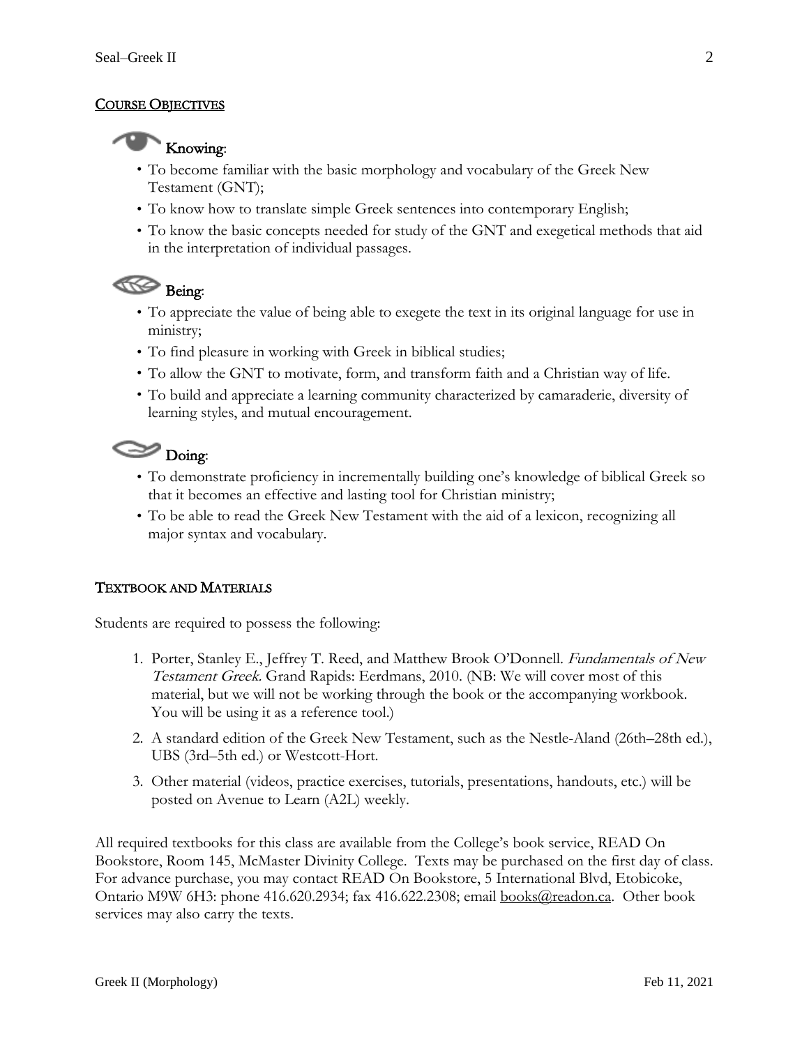## Course Objectives

### Knowing:

- To become familiar with the basic morphology and vocabulary of the Greek New Testament (GNT);
- To know how to translate simple Greek sentences into contemporary English;
- To know the basic concepts needed for study of the GNT and exegetical methods that aid in the interpretation of individual passages.

### Being:

- To appreciate the value of being able to exegete the text in its original language for use in ministry;
- To find pleasure in working with Greek in biblical studies;
- To allow the GNT to motivate, form, and transform faith and a Christian way of life.
- To build and appreciate a learning community characterized by camaraderie, diversity of learning styles, and mutual encouragement.

### Doing:

- To demonstrate proficiency in incrementally building one's knowledge of biblical Greek so that it becomes an effective and lasting tool for Christian ministry;
- To be able to read the Greek New Testament with the aid of a lexicon, recognizing all major syntax and vocabulary.

## Textbook and Materials

Students are required to possess the following:

1. Porter, Stanley E., Jeffrey T. Reed, and Matthew Brook O'Donnell. *Fundamentals of New Testament Greek*. Grand Rapids: Eerdmans, 2010. (NB: We will cover most of this material, but we will not be working through the book or the accompanying workbook. You will be using it as a reference tool.)
2. A standard edition of the Greek New Testament, such as the Nestle-Aland (26th–28th ed.), UBS (3rd–5th ed.) or Westcott-Hort.
3. Other material (videos, practice exercises, tutorials, presentations, handouts, etc.) will be posted on Avenue to Learn (A2L) weekly.

All required textbooks for this class are available from the College's book service, READ On Bookstore, Room 145, McMaster Divinity College. Texts may be purchased on the first day of class. For advance purchase, you may contact READ On Bookstore, 5 International Blvd, Etobicoke, Ontario M9W 6H3: phone 416.620.2934; fax 416.622.2308; email books@readon.ca. Other book services may also carry the texts.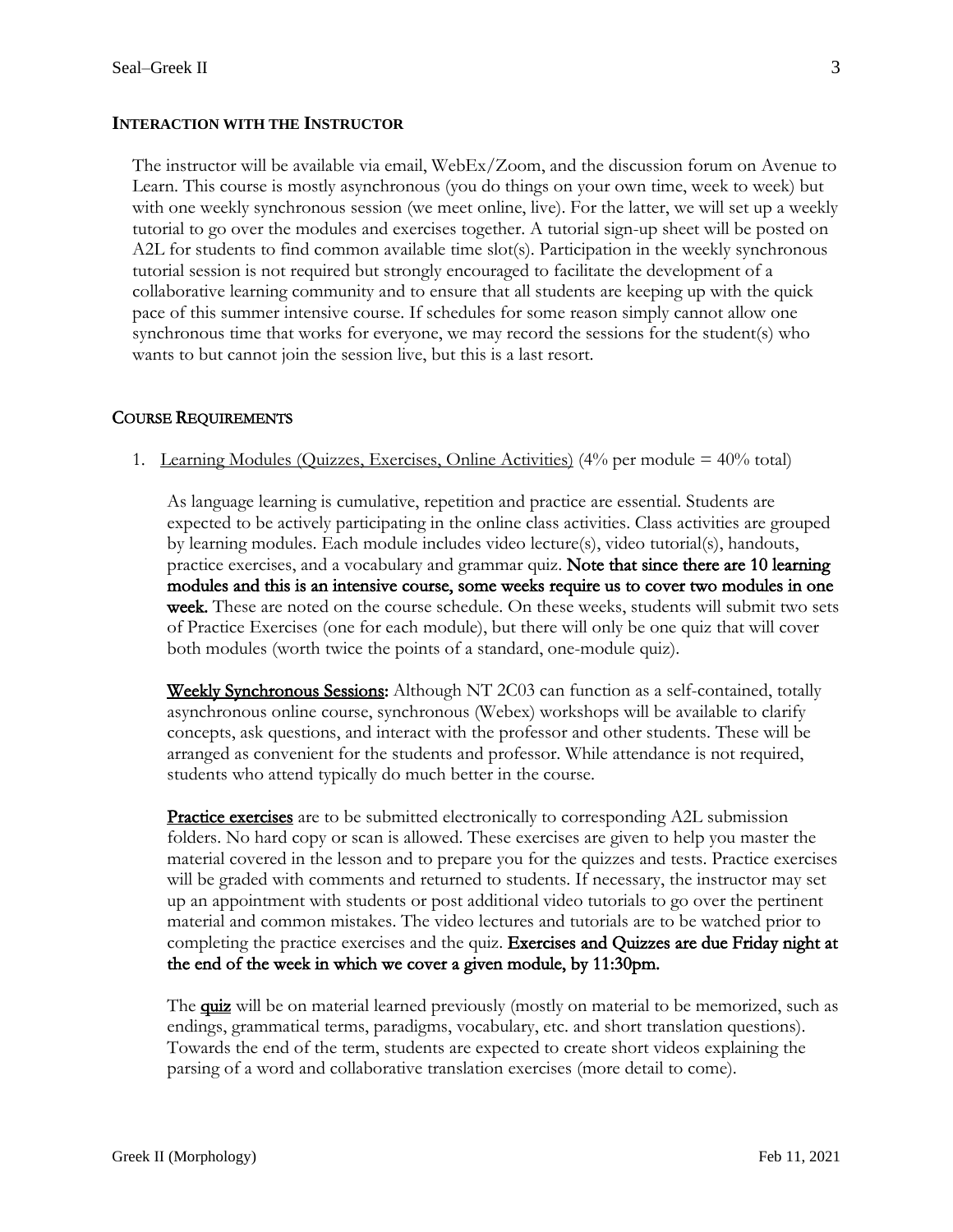## INTERACTION WITH THE INSTRUCTOR

The instructor will be available via email, WebEx/Zoom, and the discussion forum on Avenue to Learn. This course is mostly asynchronous (you do things on your own time, week to week) but with one weekly synchronous session (we meet online, live). For the latter, we will set up a weekly tutorial to go over the modules and exercises together. A tutorial sign-up sheet will be posted on A2L for students to find common available time slot(s). Participation in the weekly synchronous tutorial session is not required but strongly encouraged to facilitate the development of a collaborative learning community and to ensure that all students are keeping up with the quick pace of this summer intensive course. If schedules for some reason simply cannot allow one synchronous time that works for everyone, we may record the sessions for the student(s) who wants to but cannot join the session live, but this is a last resort.

## COURSE REQUIREMENTS

1. Learning Modules (Quizzes, Exercises, Online Activities) (4% per module = 40% total)

   As language learning is cumulative, repetition and practice are essential. Students are expected to be actively participating in the online class activities. Class activities are grouped by learning modules. Each module includes video lecture(s), video tutorial(s), handouts, practice exercises, and a vocabulary and grammar quiz. **Note that since there are 10 learning modules and this is an intensive course, some weeks require us to cover two modules in one week.** These are noted on the course schedule. On these weeks, students will submit two sets of Practice Exercises (one for each module), but there will only be one quiz that will cover both modules (worth twice the points of a standard, one-module quiz).

   Weekly Synchronous Sessions: Although NT 2C03 can function as a self-contained, totally asynchronous online course, synchronous (Webex) workshops will be available to clarify concepts, ask questions, and interact with the professor and other students. These will be arranged as convenient for the students and professor. While attendance is not required, students who attend typically do much better in the course.

   Practice exercises are to be submitted electronically to corresponding A2L submission folders. No hard copy or scan is allowed. These exercises are given to help you master the material covered in the lesson and to prepare you for the quizzes and tests. Practice exercises will be graded with comments and returned to students. If necessary, the instructor may set up an appointment with students or post additional video tutorials to go over the pertinent material and common mistakes. The video lectures and tutorials are to be watched prior to completing the practice exercises and the quiz. **Exercises and Quizzes are due Friday night at the end of the week in which we cover a given module, by 11:30pm.**

   The **quiz** will be on material learned previously (mostly on material to be memorized, such as endings, grammatical terms, paradigms, vocabulary, etc. and short translation questions). Towards the end of the term, students are expected to create short videos explaining the parsing of a word and collaborative translation exercises (more detail to come).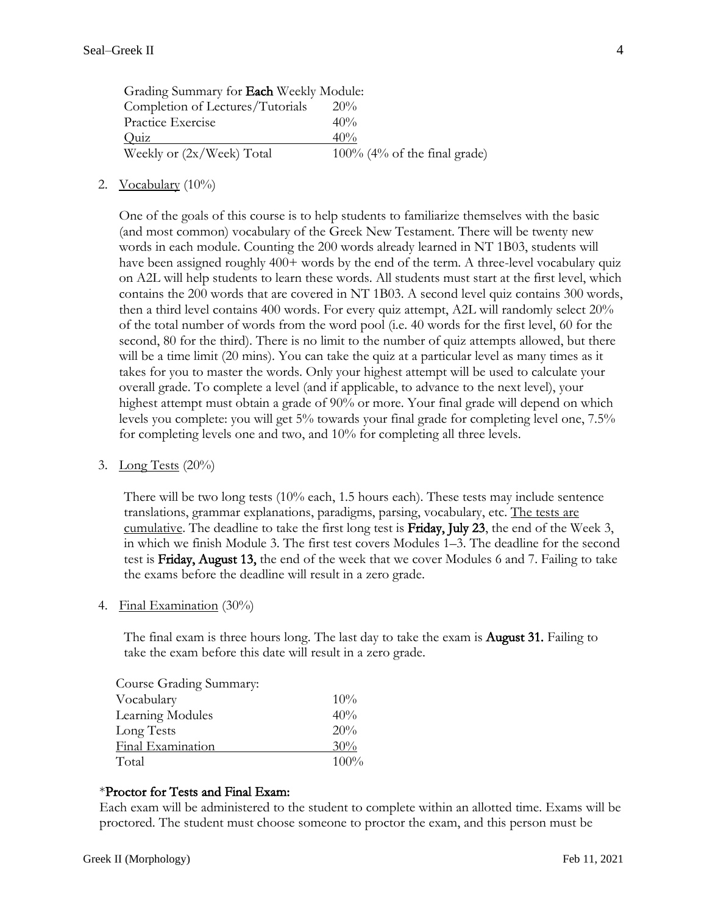| Grading Summary for **Each** Weekly Module: | |
|---|---|
| Completion of Lectures/Tutorials | 20% |
| Practice Exercise | 40% |
| Quiz | 40% |
| Weekly or (2x/Week) Total | 100% (4% of the final grade) |

2. Vocabulary (10%)

   One of the goals of this course is to help students to familiarize themselves with the basic (and most common) vocabulary of the Greek New Testament. There will be twenty new words in each module. Counting the 200 words already learned in NT 1B03, students will have been assigned roughly 400+ words by the end of the term. A three-level vocabulary quiz on A2L will help students to learn these words. All students must start at the first level, which contains the 200 words that are covered in NT 1B03. A second level quiz contains 300 words, then a third level contains 400 words. For every quiz attempt, A2L will randomly select 20% of the total number of words from the word pool (i.e. 40 words for the first level, 60 for the second, 80 for the third). There is no limit to the number of quiz attempts allowed, but there will be a time limit (20 mins). You can take the quiz at a particular level as many times as it takes for you to master the words. Only your highest attempt will be used to calculate your overall grade. To complete a level (and if applicable, to advance to the next level), your highest attempt must obtain a grade of 90% or more. Your final grade will depend on which levels you complete: you will get 5% towards your final grade for completing level one, 7.5% for completing levels one and two, and 10% for completing all three levels.

3. Long Tests (20%)

   There will be two long tests (10% each, 1.5 hours each). These tests may include sentence translations, grammar explanations, paradigms, parsing, vocabulary, etc. The tests are cumulative. The deadline to take the first long test is **Friday, July 23**, the end of the Week 3, in which we finish Module 3. The first test covers Modules 1–3. The deadline for the second test is **Friday, August 13,** the end of the week that we cover Modules 6 and 7. Failing to take the exams before the deadline will result in a zero grade.

4. Final Examination (30%)

   The final exam is three hours long. The last day to take the exam is **August 31.** Failing to take the exam before this date will result in a zero grade.

| Course Grading Summary: | |
|---|---|
| Vocabulary | 10% |
| Learning Modules | 40% |
| Long Tests | 20% |
| Final Examination | 30% |
| Total | 100% |

### *Proctor for Tests and Final Exam:

Each exam will be administered to the student to complete within an allotted time. Exams will be proctored. The student must choose someone to proctor the exam, and this person must be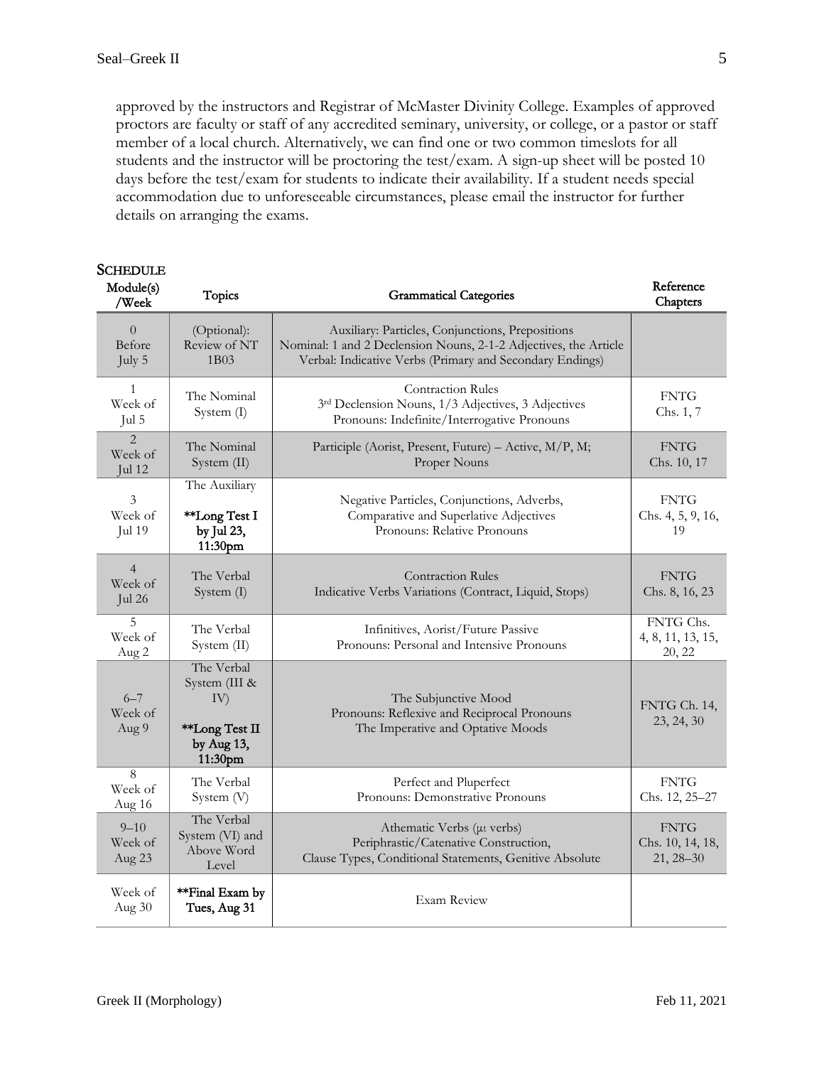approved by the instructors and Registrar of McMaster Divinity College. Examples of approved proctors are faculty or staff of any accredited seminary, university, or college, or a pastor or staff member of a local church. Alternatively, we can find one or two common timeslots for all students and the instructor will be proctoring the test/exam. A sign-up sheet will be posted 10 days before the test/exam for students to indicate their availability. If a student needs special accommodation due to unforeseeable circumstances, please email the instructor for further details on arranging the exams.

## SCHEDULE

| Module(s) /Week | Topics | Grammatical Categories | Reference Chapters |
|---|---|---|---|
| 0 Before July 5 | (Optional): Review of NT 1B03 | Auxiliary: Particles, Conjunctions, Prepositions<br>Nominal: 1 and 2 Declension Nouns, 2-1-2 Adjectives, the Article<br>Verbal: Indicative Verbs (Primary and Secondary Endings) | |
| 1 Week of Jul 5 | The Nominal System (I) | Contraction Rules<br>3rd Declension Nouns, 1/3 Adjectives, 3 Adjectives<br>Pronouns: Indefinite/Interrogative Pronouns | FNTG Chs. 1, 7 |
| 2 Week of Jul 12 | The Nominal System (II) | Participle (Aorist, Present, Future) – Active, M/P, M; Proper Nouns | FNTG Chs. 10, 17 |
| 3 Week of Jul 19 | The Auxiliary<br>**Long Test I by Jul 23, 11:30pm** | Negative Particles, Conjunctions, Adverbs, Comparative and Superlative Adjectives<br>Pronouns: Relative Pronouns | FNTG Chs. 4, 5, 9, 16, 19 |
| 4 Week of Jul 26 | The Verbal System (I) | Contraction Rules<br>Indicative Verbs Variations (Contract, Liquid, Stops) | FNTG Chs. 8, 16, 23 |
| 5 Week of Aug 2 | The Verbal System (II) | Infinitives, Aorist/Future Passive<br>Pronouns: Personal and Intensive Pronouns | FNTG Chs. 4, 8, 11, 13, 15, 20, 22 |
| 6–7 Week of Aug 9 | The Verbal System (III & IV)<br>**Long Test II by Aug 13, 11:30pm** | The Subjunctive Mood<br>Pronouns: Reflexive and Reciprocal Pronouns<br>The Imperative and Optative Moods | FNTG Ch. 14, 23, 24, 30 |
| 8 Week of Aug 16 | The Verbal System (V) | Perfect and Pluperfect<br>Pronouns: Demonstrative Pronouns | FNTG Chs. 12, 25–27 |
| 9–10 Week of Aug 23 | The Verbal System (VI) and Above Word Level | Athematic Verbs (μι verbs)<br>Periphrastic/Catenative Construction,<br>Clause Types, Conditional Statements, Genitive Absolute | FNTG Chs. 10, 14, 18, 21, 28–30 |
| Week of Aug 30 | **Final Exam by Tues, Aug 31** | Exam Review | |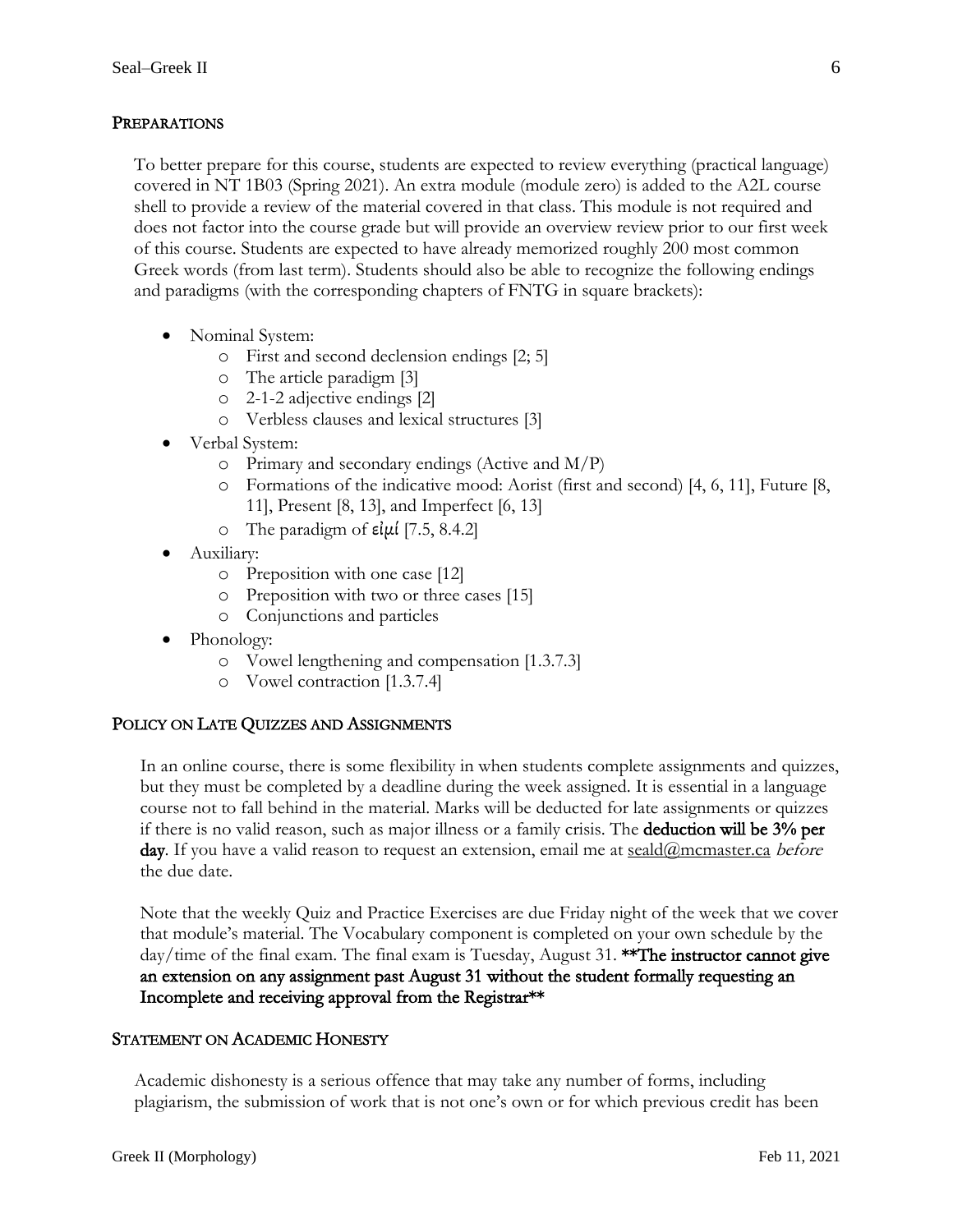## PREPARATIONS

To better prepare for this course, students are expected to review everything (practical language) covered in NT 1B03 (Spring 2021). An extra module (module zero) is added to the A2L course shell to provide a review of the material covered in that class. This module is not required and does not factor into the course grade but will provide an overview review prior to our first week of this course. Students are expected to have already memorized roughly 200 most common Greek words (from last term). Students should also be able to recognize the following endings and paradigms (with the corresponding chapters of FNTG in square brackets):

- Nominal System:
  - First and second declension endings [2; 5]
  - The article paradigm [3]
  - 2-1-2 adjective endings [2]
  - Verbless clauses and lexical structures [3]
- Verbal System:
  - Primary and secondary endings (Active and M/P)
  - Formations of the indicative mood: Aorist (first and second) [4, 6, 11], Future [8, 11], Present [8, 13], and Imperfect [6, 13]
  - The paradigm of εἰμί [7.5, 8.4.2]
- Auxiliary:
  - Preposition with one case [12]
  - Preposition with two or three cases [15]
  - Conjunctions and particles
- Phonology:
  - Vowel lengthening and compensation [1.3.7.3]
  - Vowel contraction [1.3.7.4]

## POLICY ON LATE QUIZZES AND ASSIGNMENTS

In an online course, there is some flexibility in when students complete assignments and quizzes, but they must be completed by a deadline during the week assigned. It is essential in a language course not to fall behind in the material. Marks will be deducted for late assignments or quizzes if there is no valid reason, such as major illness or a family crisis. The **deduction will be 3% per day**. If you have a valid reason to request an extension, email me at seald@mcmaster.ca *before* the due date.

Note that the weekly Quiz and Practice Exercises are due Friday night of the week that we cover that module's material. The Vocabulary component is completed on your own schedule by the day/time of the final exam. The final exam is Tuesday, August 31. **\*\*The instructor cannot give an extension on any assignment past August 31 without the student formally requesting an Incomplete and receiving approval from the Registrar\*\***

## STATEMENT ON ACADEMIC HONESTY

Academic dishonesty is a serious offence that may take any number of forms, including plagiarism, the submission of work that is not one's own or for which previous credit has been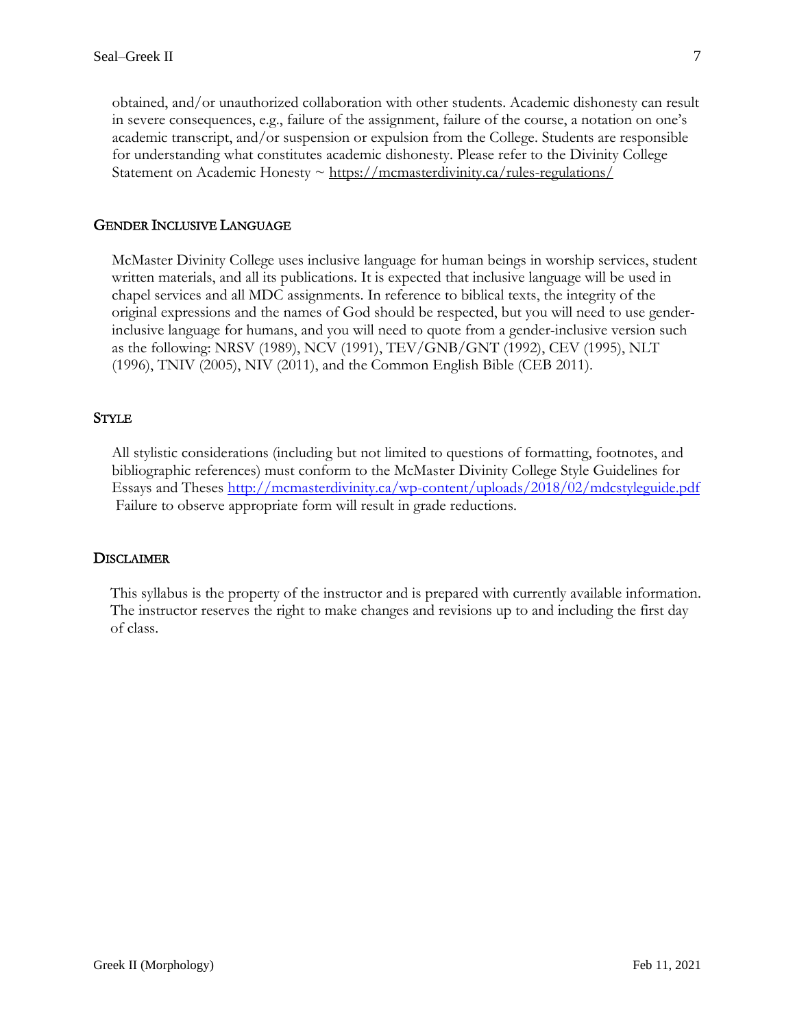obtained, and/or unauthorized collaboration with other students. Academic dishonesty can result in severe consequences, e.g., failure of the assignment, failure of the course, a notation on one's academic transcript, and/or suspension or expulsion from the College. Students are responsible for understanding what constitutes academic dishonesty. Please refer to the Divinity College Statement on Academic Honesty ~ https://mcmasterdivinity.ca/rules-regulations/

## GENDER INCLUSIVE LANGUAGE

McMaster Divinity College uses inclusive language for human beings in worship services, student written materials, and all its publications. It is expected that inclusive language will be used in chapel services and all MDC assignments. In reference to biblical texts, the integrity of the original expressions and the names of God should be respected, but you will need to use gender-inclusive language for humans, and you will need to quote from a gender-inclusive version such as the following: NRSV (1989), NCV (1991), TEV/GNB/GNT (1992), CEV (1995), NLT (1996), TNIV (2005), NIV (2011), and the Common English Bible (CEB 2011).

## STYLE

All stylistic considerations (including but not limited to questions of formatting, footnotes, and bibliographic references) must conform to the McMaster Divinity College Style Guidelines for Essays and Theses http://mcmasterdivinity.ca/wp-content/uploads/2018/02/mdcstyleguide.pdf Failure to observe appropriate form will result in grade reductions.

## DISCLAIMER

This syllabus is the property of the instructor and is prepared with currently available information. The instructor reserves the right to make changes and revisions up to and including the first day of class.